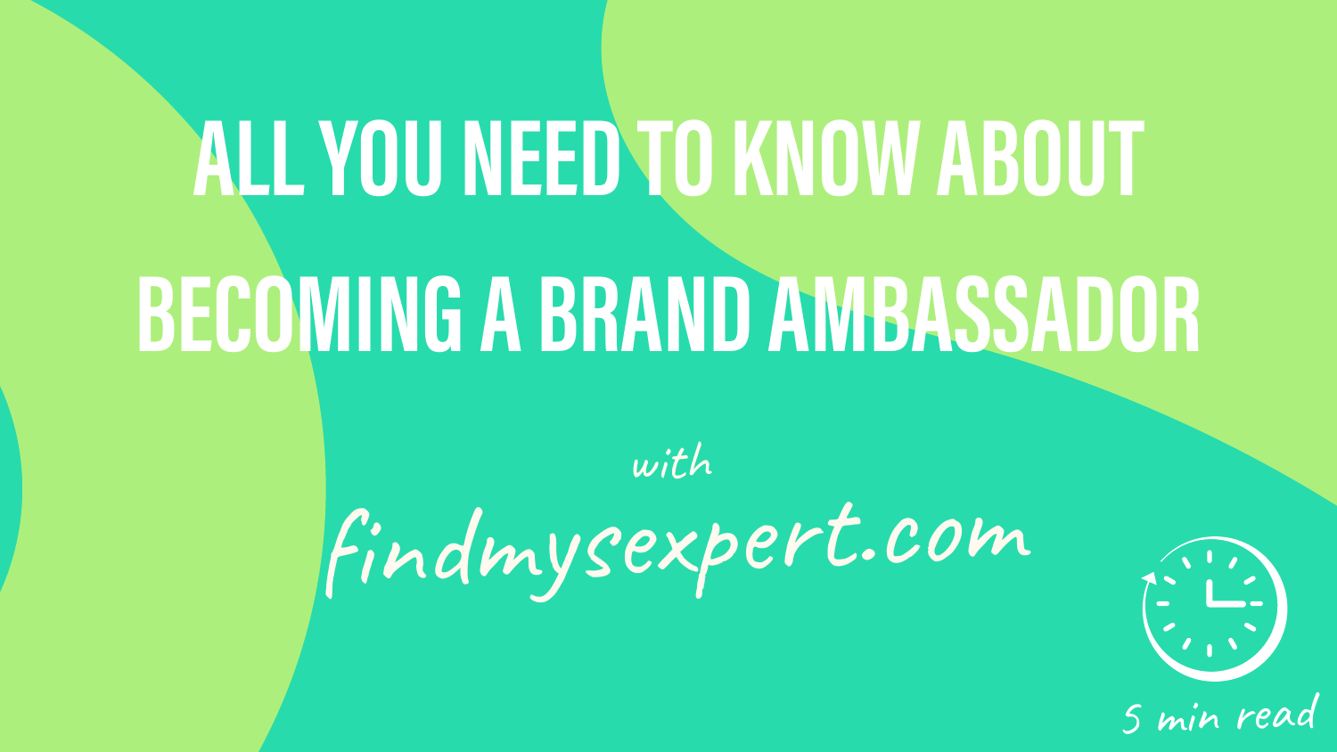# ALL YOU NEED TO KNOW ABOUT BECOMING A BRAND AMBASSADOR

*with*

*findmysexpert.com*

*5 min read*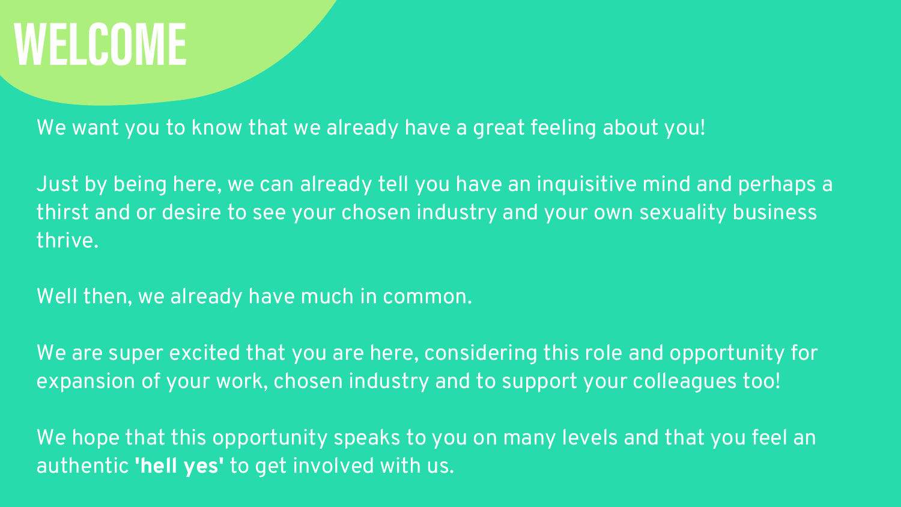# WELCOME

We want you to know that we already have a great feeling about you!

Just by being here, we can already tell you have an inquisitive mind and perhaps a thirst and or desire to see your chosen industry and your own sexuality business thrive.

Well then, we already have much in common.

We are super excited that you are here, considering this role and opportunity for expansion of your work, chosen industry and to support your colleagues too!

We hope that this opportunity speaks to you on many levels and that you feel an authentic **'hell yes'** to get involved with us.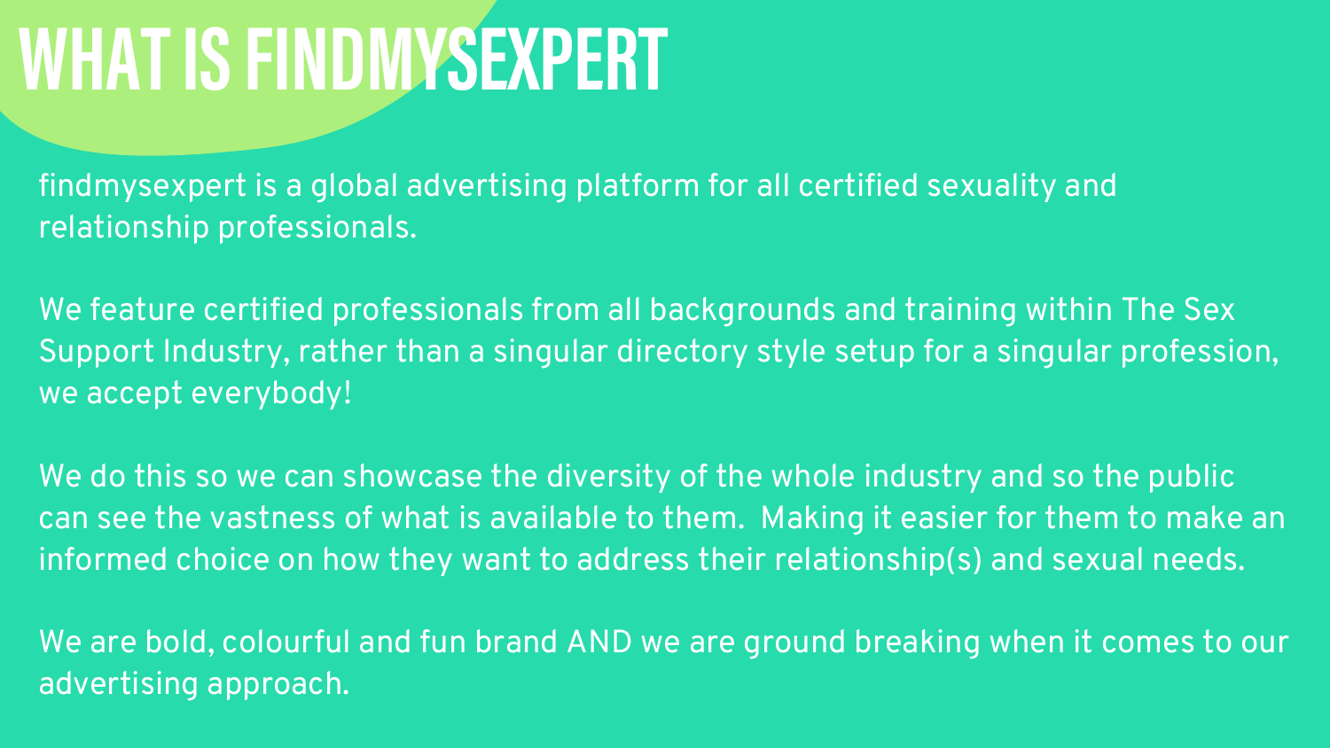# WHAT IS FINDMYSEXPERT

findmysexpert is a global advertising platform for all certified sexuality and relationship professionals.

We feature certified professionals from all backgrounds and training within The Sex Support Industry, rather than a singular directory style setup for a singular profession, we accept everybody!

We do this so we can showcase the diversity of the whole industry and so the public can see the vastness of what is available to them. Making it easier for them to make an informed choice on how they want to address their relationship(s) and sexual needs.

We are bold, colourful and fun brand AND we are ground breaking when it comes to our advertising approach.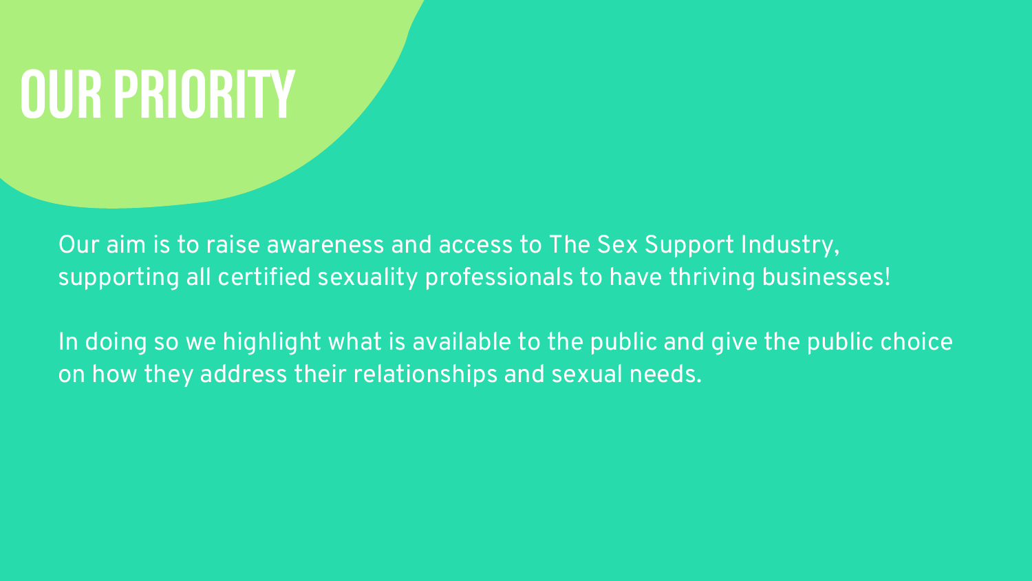# OUR PRIORITY

Our aim is to raise awareness and access to The Sex Support Industry, supporting all certified sexuality professionals to have thriving businesses!

In doing so we highlight what is available to the public and give the public choice on how they address their relationships and sexual needs.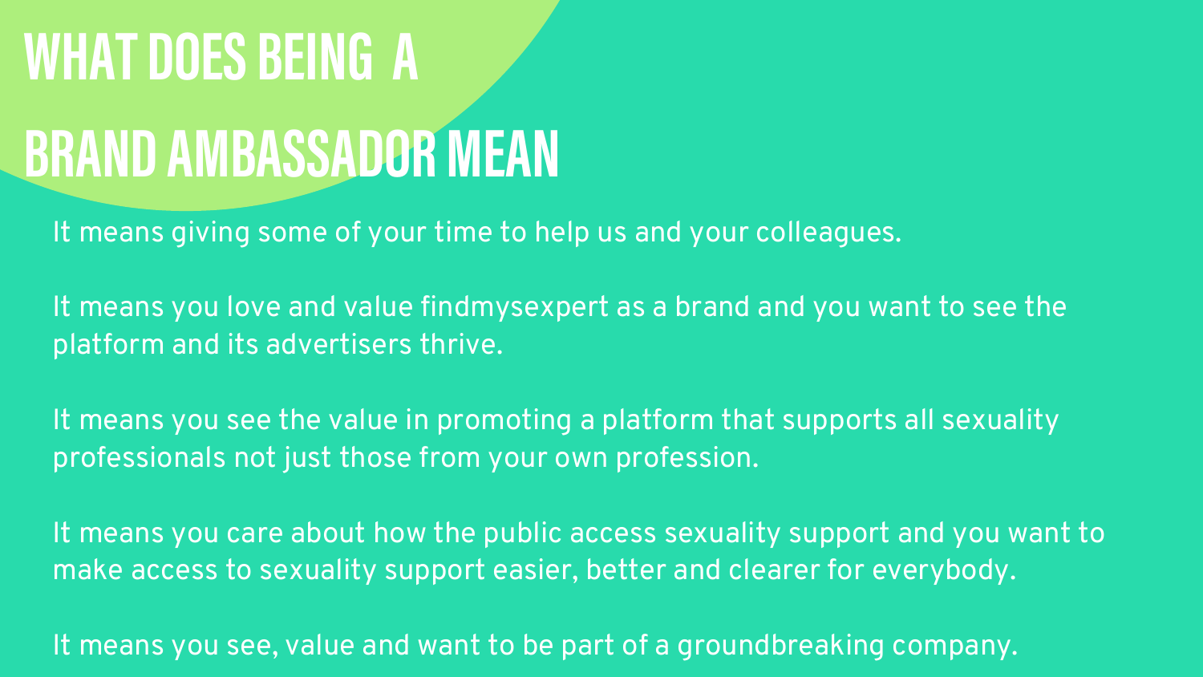# WHAT DOES BEING A BRAND AMBASSADOR MEAN

It means giving some of your time to help us and your colleagues.

It means you love and value findmysexpert as a brand and you want to see the platform and its advertisers thrive.

It means you see the value in promoting a platform that supports all sexuality professionals not just those from your own profession.

It means you care about how the public access sexuality support and you want to make access to sexuality support easier, better and clearer for everybody.

It means you see, value and want to be part of a groundbreaking company.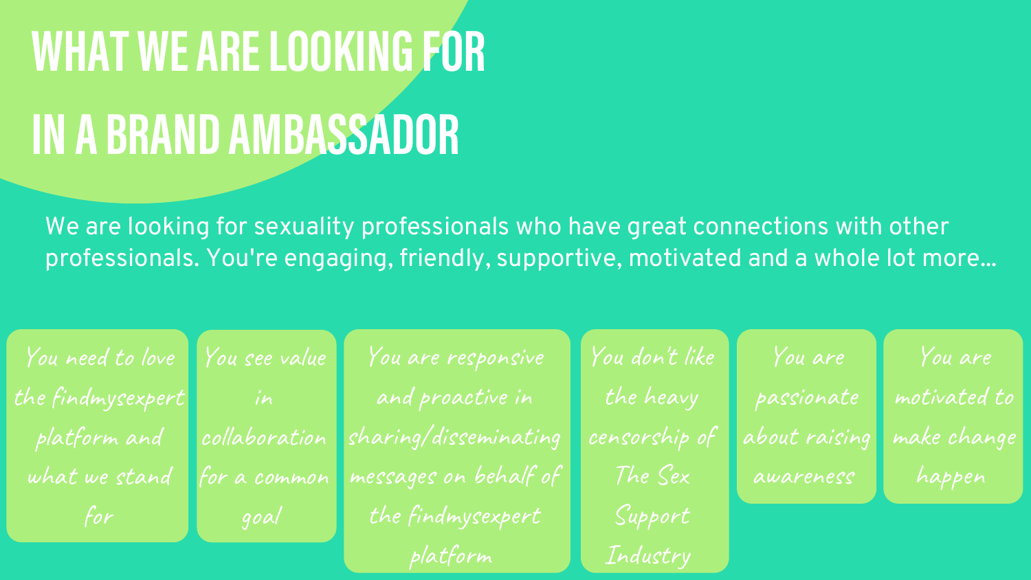# WHAT WE ARE LOOKING FOR IN A BRAND AMBASSADOR

We are looking for sexuality professionals who have great connections with other professionals. You're engaging, friendly, supportive, motivated and a whole lot more...

- *You need to love the findmysexpert platform and what we stand for*
- *You see value in collaboration for a common goal*
- *You are responsive and proactive in sharing/disseminating messages on behalf of the findmysexpert platform*
- *You don't like the heavy censorship of The Sex Support Industry*
- *You are passionate about raising awareness*
- *You are motivated to make change happen*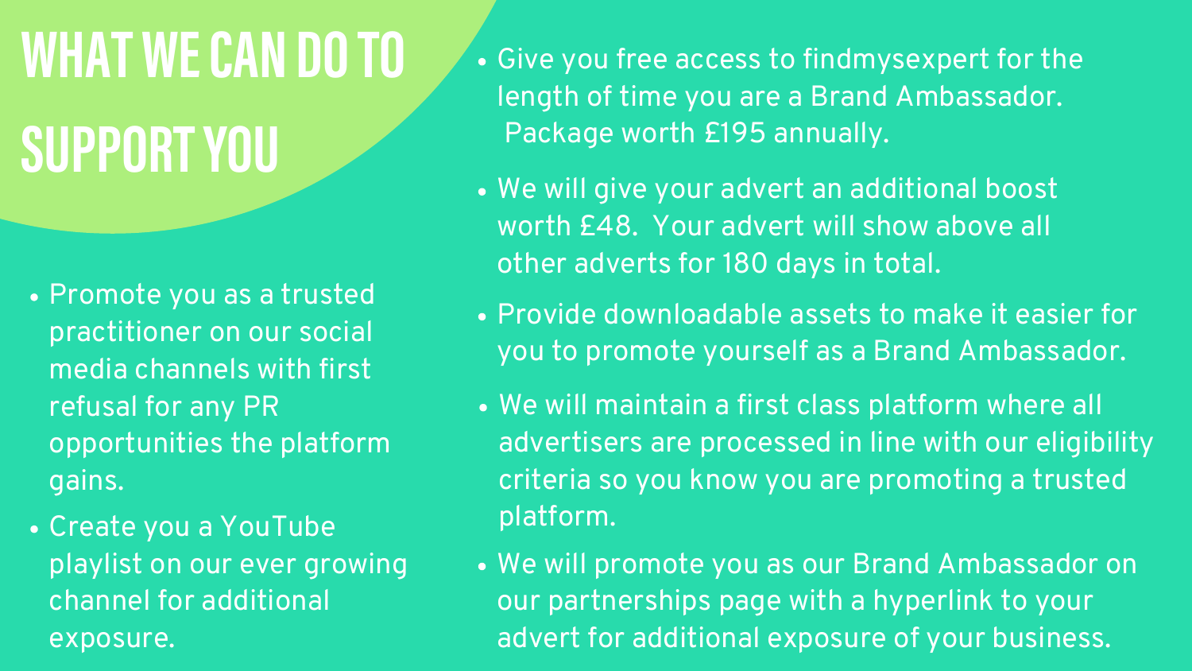# WHAT WE CAN DO TO SUPPORT YOU

- Promote you as a trusted practitioner on our social media channels with first refusal for any PR opportunities the platform gains.
- Create you a YouTube playlist on our ever growing channel for additional exposure.
- Give you free access to findmysexpert for the length of time you are a Brand Ambassador. Package worth £195 annually.
- We will give your advert an additional boost worth £48. Your advert will show above all other adverts for 180 days in total.
- Provide downloadable assets to make it easier for you to promote yourself as a Brand Ambassador.
- We will maintain a first class platform where all advertisers are processed in line with our eligibility criteria so you know you are promoting a trusted platform.
- We will promote you as our Brand Ambassador on our partnerships page with a hyperlink to your advert for additional exposure of your business.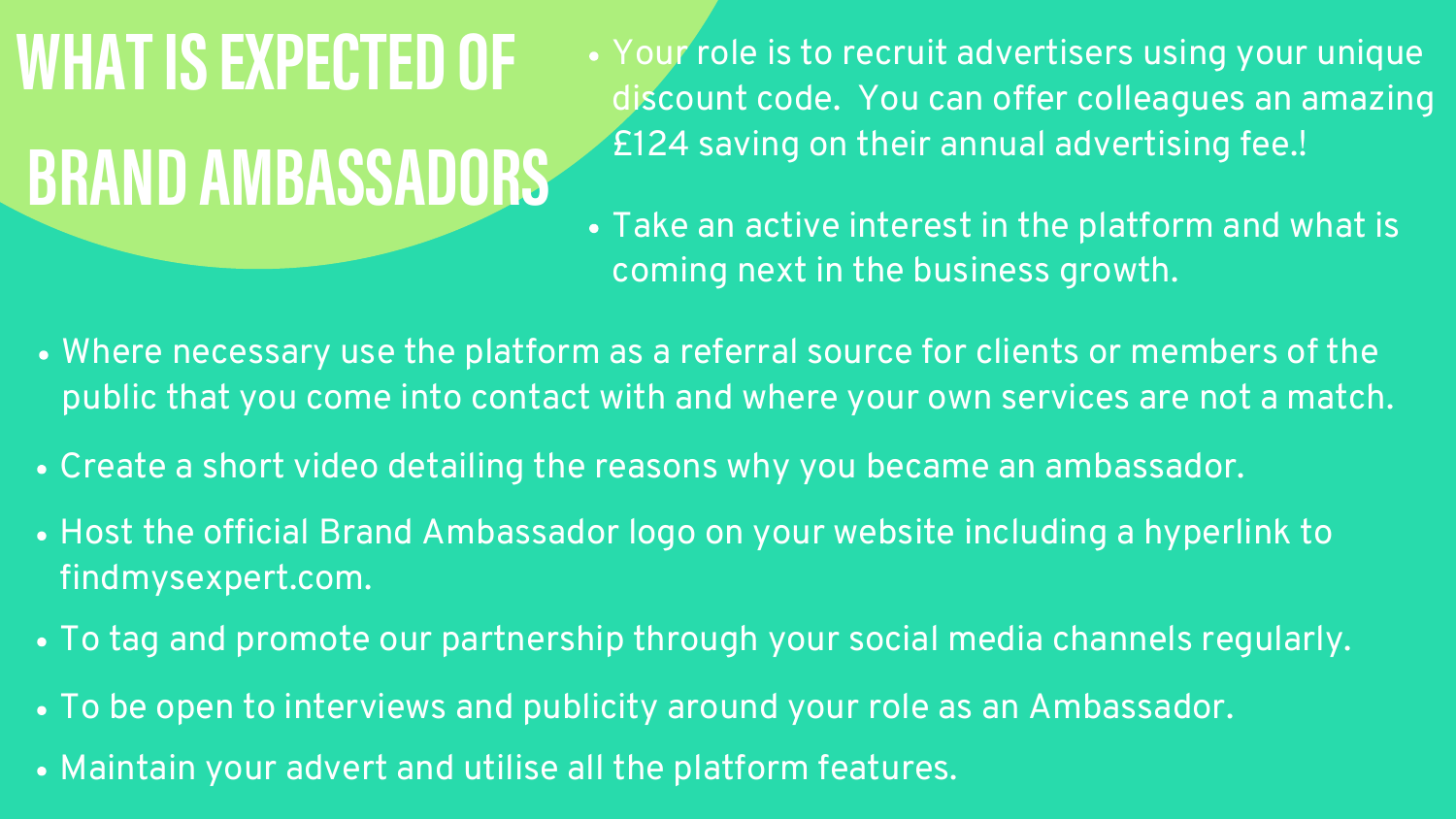# WHAT IS EXPECTED OF BRAND AMBASSADORS

- Your role is to recruit advertisers using your unique discount code. You can offer colleagues an amazing £124 saving on their annual advertising fee.!
- Take an active interest in the platform and what is coming next in the business growth.
- Where necessary use the platform as a referral source for clients or members of the public that you come into contact with and where your own services are not a match.
- Create a short video detailing the reasons why you became an ambassador.
- Host the official Brand Ambassador logo on your website including a hyperlink to findmysexpert.com.
- To tag and promote our partnership through your social media channels regularly.
- To be open to interviews and publicity around your role as an Ambassador.
- Maintain your advert and utilise all the platform features.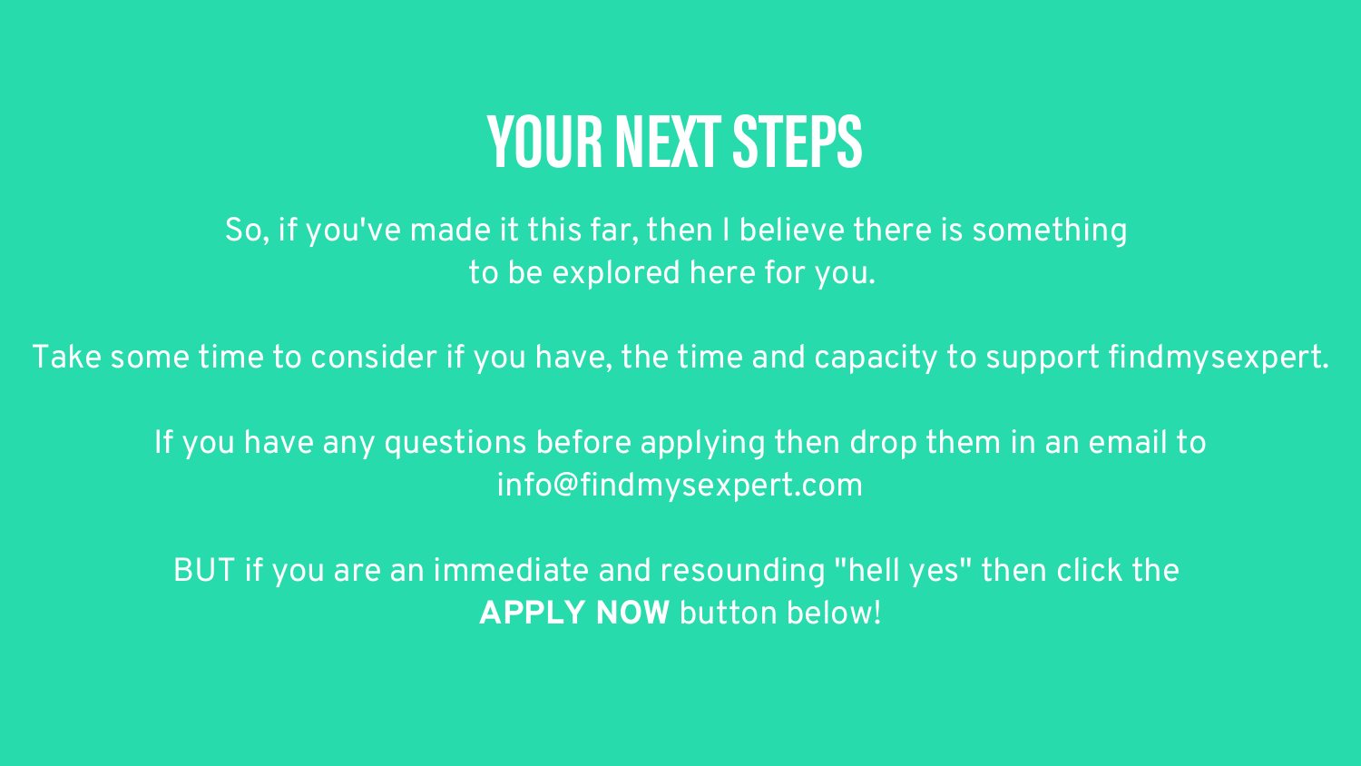# YOUR NEXT STEPS

So, if you've made it this far, then I believe there is something to be explored here for you.

Take some time to consider if you have, the time and capacity to support findmysexpert.

If you have any questions before applying then drop them in an email to info@findmysexpert.com

BUT if you are an immediate and resounding "hell yes" then click the **APPLY NOW** button below!